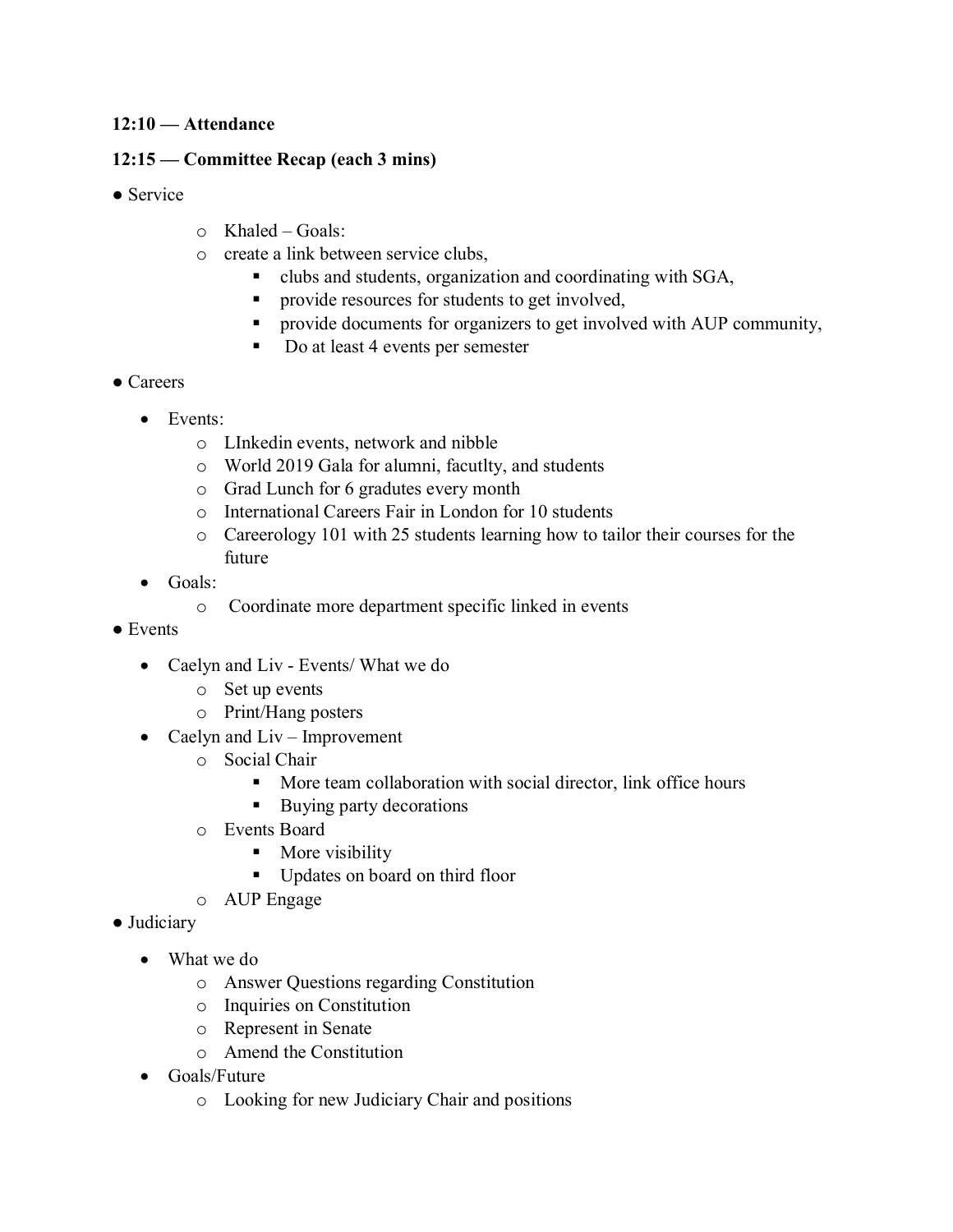**12:10 — Attendance**

**12:15 — Committee Recap (each 3 mins)**

- Service
  - Khaled – Goals:
  - create a link between service clubs,
    - clubs and students, organization and coordinating with SGA,
    - provide resources for students to get involved,
    - provide documents for organizers to get involved with AUP community,
    - Do at least 4 events per semester
- Careers
  - Events:
    - LInkedin events, network and nibble
    - World 2019 Gala for alumni, facutlty, and students
    - Grad Lunch for 6 gradutes every month
    - International Careers Fair in London for 10 students
    - Careerology 101 with 25 students learning how to tailor their courses for the future
  - Goals:
    - Coordinate more department specific linked in events
- Events
  - Caelyn and Liv - Events/ What we do
    - Set up events
    - Print/Hang posters
  - Caelyn and Liv – Improvement
    - Social Chair
      - More team collaboration with social director, link office hours
      - Buying party decorations
    - Events Board
      - More visibility
      - Updates on board on third floor
    - AUP Engage
- Judiciary
  - What we do
    - Answer Questions regarding Constitution
    - Inquiries on Constitution
    - Represent in Senate
    - Amend the Constitution
  - Goals/Future
    - Looking for new Judiciary Chair and positions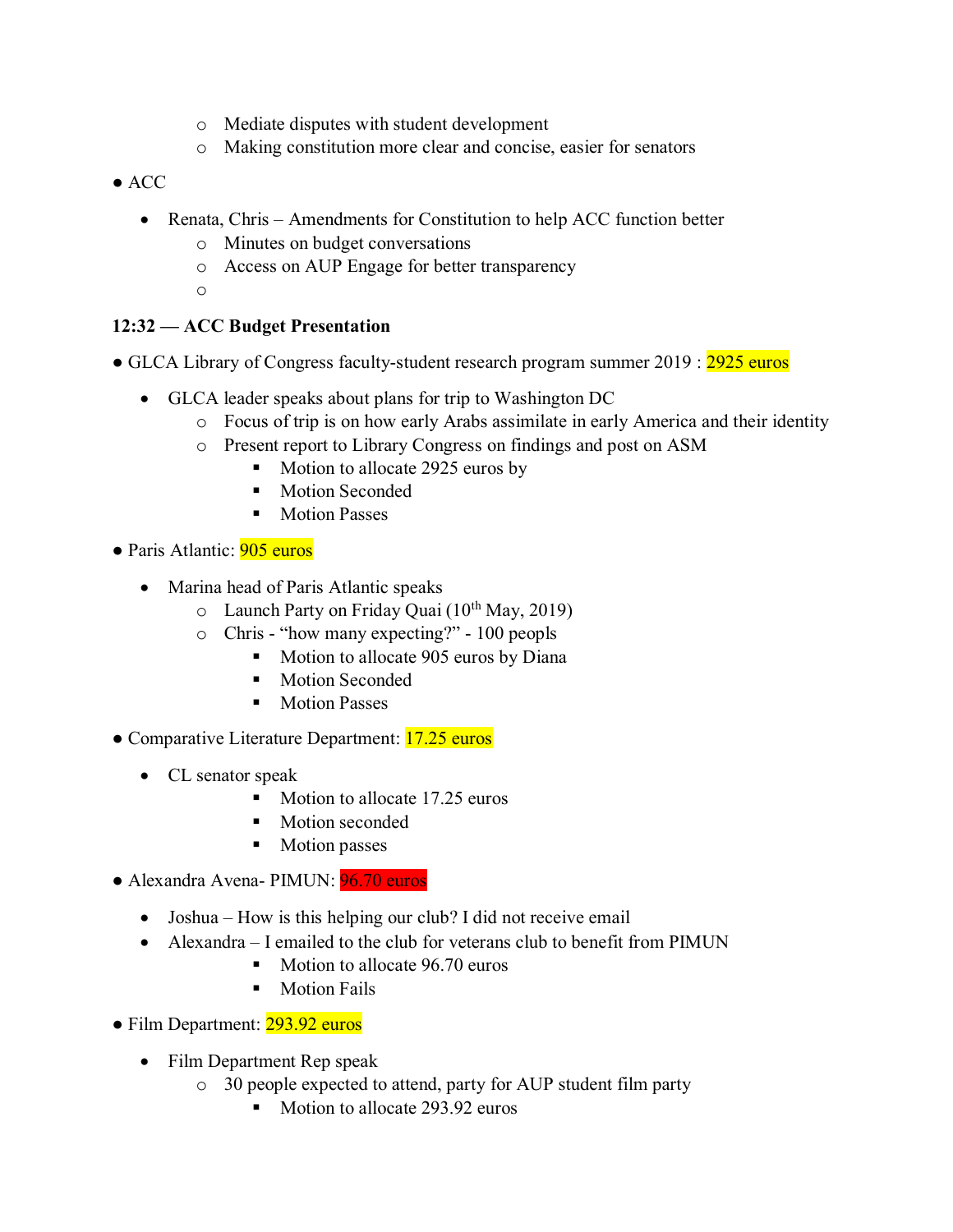- Mediate disputes with student development
  - Making constitution more clear and concise, easier for senators

- ACC
  - Renata, Chris – Amendments for Constitution to help ACC function better
    - Minutes on budget conversations
    - Access on AUP Engage for better transparency
    - 

**12:32 — ACC Budget Presentation**

- GLCA Library of Congress faculty-student research program summer 2019 : 2925 euros
  - GLCA leader speaks about plans for trip to Washington DC
    - Focus of trip is on how early Arabs assimilate in early America and their identity
    - Present report to Library Congress on findings and post on ASM
      - Motion to allocate 2925 euros by
      - Motion Seconded
      - Motion Passes

- Paris Atlantic: 905 euros
  - Marina head of Paris Atlantic speaks
    - Launch Party on Friday Quai (10th May, 2019)
    - Chris - "how many expecting?" - 100 peopls
      - Motion to allocate 905 euros by Diana
      - Motion Seconded
      - Motion Passes

- Comparative Literature Department: 17.25 euros
  - CL senator speak
      - Motion to allocate 17.25 euros
      - Motion seconded
      - Motion passes

- Alexandra Avena- PIMUN: 96.70 euros
  - Joshua – How is this helping our club? I did not receive email
  - Alexandra – I emailed to the club for veterans club to benefit from PIMUN
      - Motion to allocate 96.70 euros
      - Motion Fails

- Film Department: 293.92 euros
  - Film Department Rep speak
    - 30 people expected to attend, party for AUP student film party
      - Motion to allocate 293.92 euros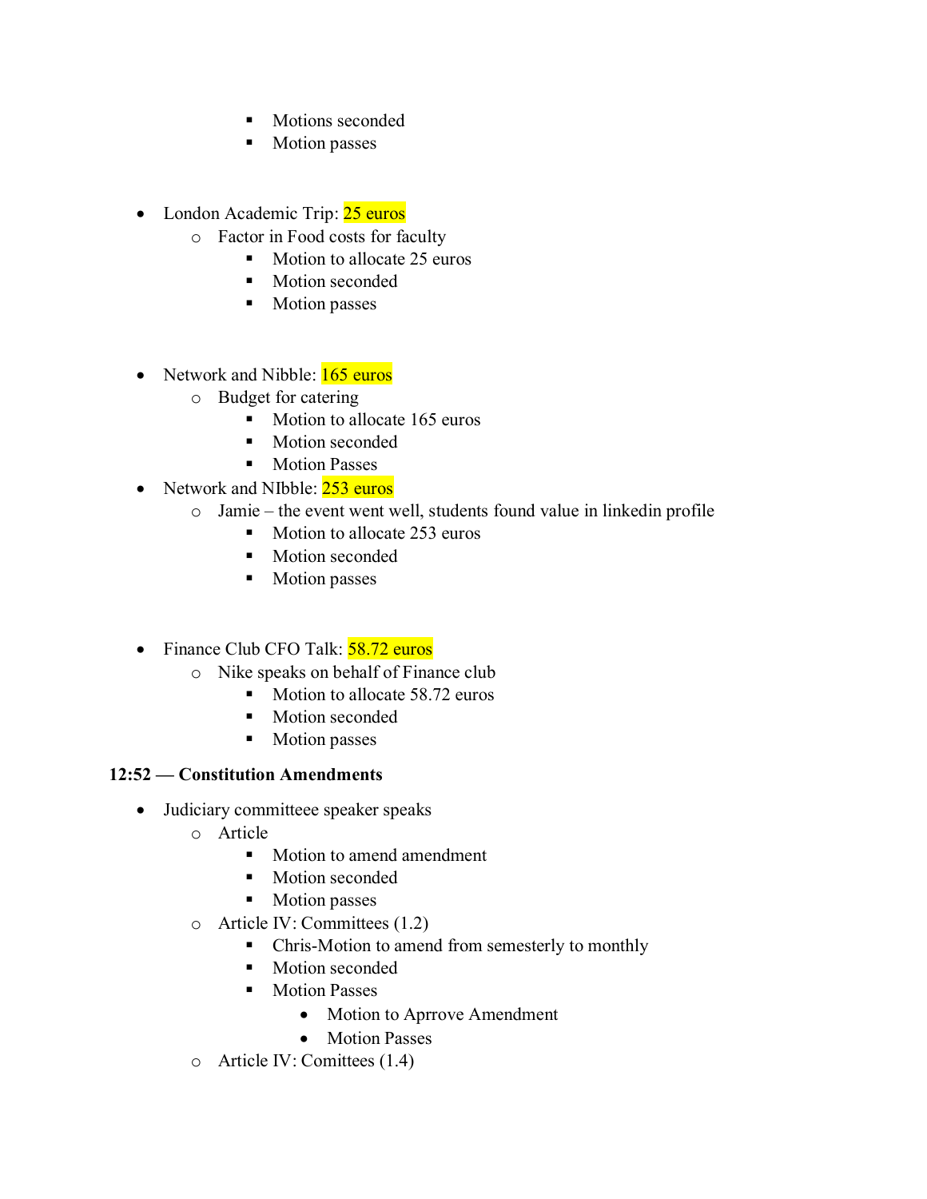- Motions seconded
        - Motion passes

- London Academic Trip: 25 euros
    - Factor in Food costs for faculty
        - Motion to allocate 25 euros
        - Motion seconded
        - Motion passes

- Network and Nibble: 165 euros
    - Budget for catering
        - Motion to allocate 165 euros
        - Motion seconded
        - Motion Passes
- Network and NIbble: 253 euros
    - Jamie – the event went well, students found value in linkedin profile
        - Motion to allocate 253 euros
        - Motion seconded
        - Motion passes

- Finance Club CFO Talk: 58.72 euros
    - Nike speaks on behalf of Finance club
        - Motion to allocate 58.72 euros
        - Motion seconded
        - Motion passes

**12:52 — Constitution Amendments**

- Judiciary committeee speaker speaks
    - Article
        - Motion to amend amendment
        - Motion seconded
        - Motion passes
    - Article IV: Committees (1.2)
        - Chris-Motion to amend from semesterly to monthly
        - Motion seconded
        - Motion Passes
            - Motion to Aprrove Amendment
            - Motion Passes
    - Article IV: Comittees (1.4)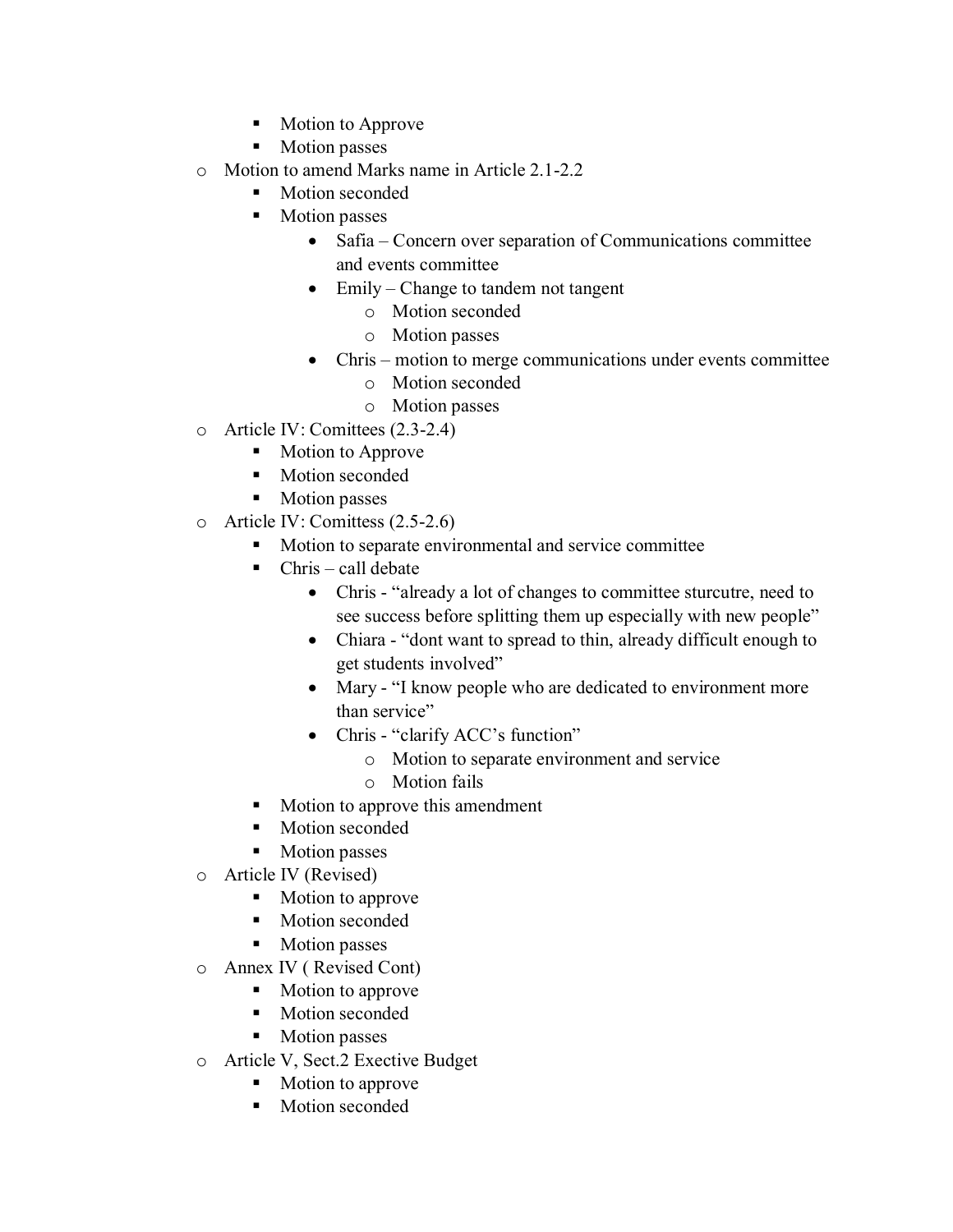- Motion to Approve
    - Motion passes
- Motion to amend Marks name in Article 2.1-2.2
    - Motion seconded
    - Motion passes
        - Safia – Concern over separation of Communications committee and events committee
        - Emily – Change to tandem not tangent
            - Motion seconded
            - Motion passes
        - Chris – motion to merge communications under events committee
            - Motion seconded
            - Motion passes
- Article IV: Comittees (2.3-2.4)
    - Motion to Approve
    - Motion seconded
    - Motion passes
- Article IV: Comittess (2.5-2.6)
    - Motion to separate environmental and service committee
    - Chris – call debate
        - Chris - "already a lot of changes to committee sturcutre, need to see success before splitting them up especially with new people"
        - Chiara - "dont want to spread to thin, already difficult enough to get students involved"
        - Mary - "I know people who are dedicated to environment more than service"
        - Chris - "clarify ACC's function"
            - Motion to separate environment and service
            - Motion fails
    - Motion to approve this amendment
    - Motion seconded
    - Motion passes
- Article IV (Revised)
    - Motion to approve
    - Motion seconded
    - Motion passes
- Annex IV ( Revised Cont)
    - Motion to approve
    - Motion seconded
    - Motion passes
- Article V, Sect.2 Exective Budget
    - Motion to approve
    - Motion seconded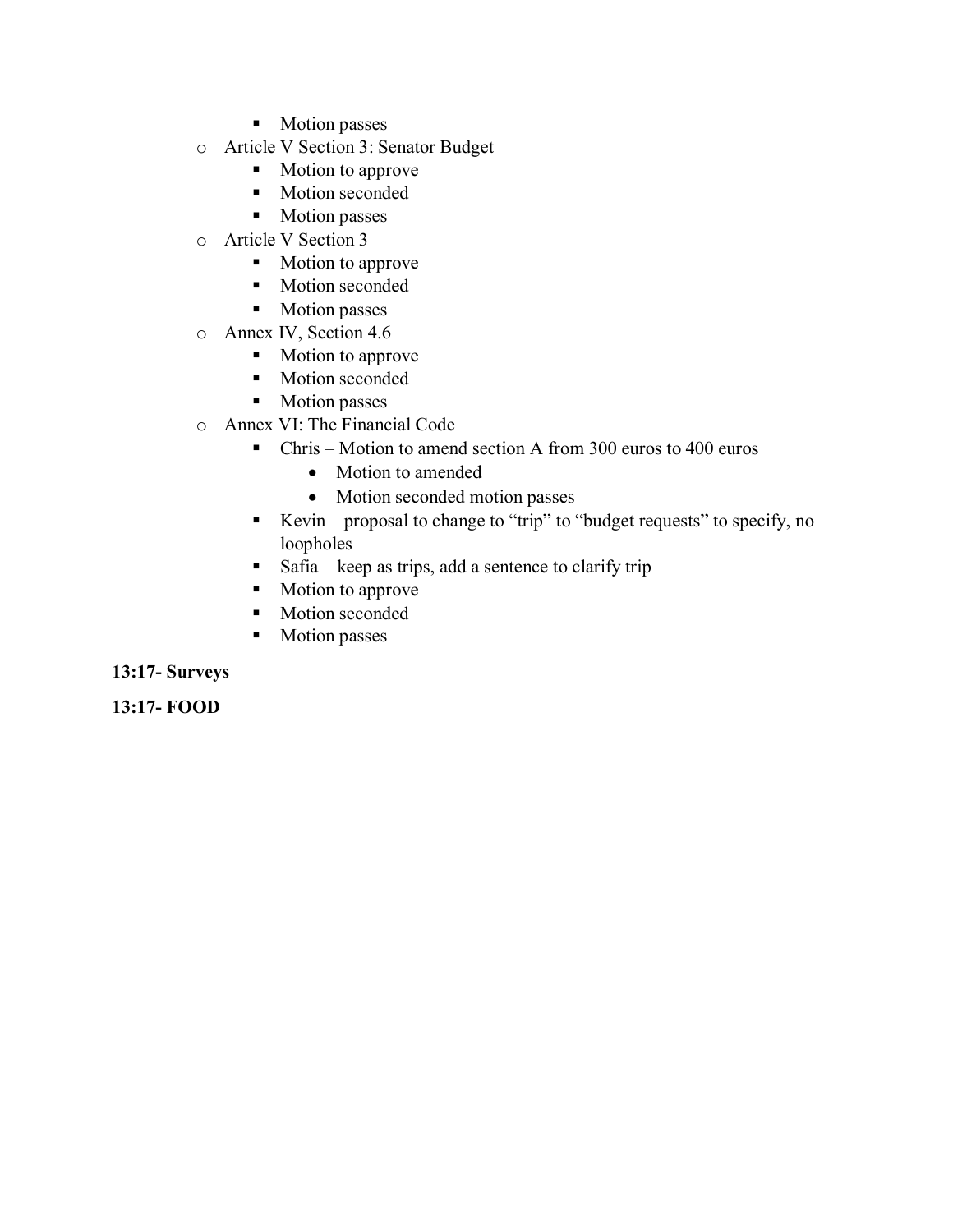- Motion passes
- Article V Section 3: Senator Budget
    - Motion to approve
    - Motion seconded
    - Motion passes
- Article V Section 3
    - Motion to approve
    - Motion seconded
    - Motion passes
- Annex IV, Section 4.6
    - Motion to approve
    - Motion seconded
    - Motion passes
- Annex VI: The Financial Code
    - Chris – Motion to amend section A from 300 euros to 400 euros
        - Motion to amended
        - Motion seconded motion passes
    - Kevin – proposal to change to "trip" to "budget requests" to specify, no loopholes
    - Safia – keep as trips, add a sentence to clarify trip
    - Motion to approve
    - Motion seconded
    - Motion passes

**13:17- Surveys**

**13:17- FOOD**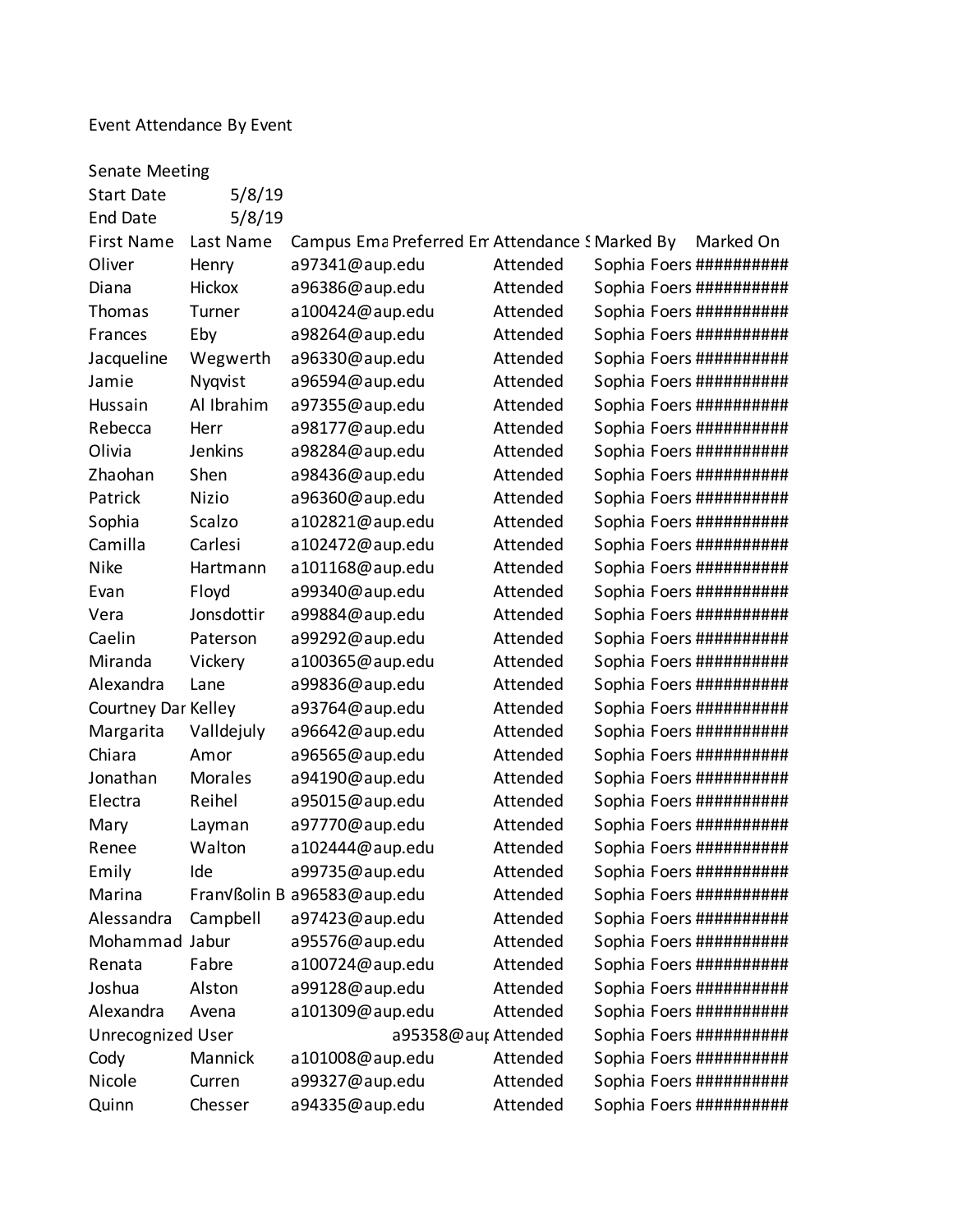Event Attendance By Event

Senate Meeting

| Start Date | 5/8/19 |
|---|---|
| End Date | 5/8/19 |

| First Name | Last Name | Campus Ema | Preferred Em | Attendance S | Marked By | Marked On |
|---|---|---|---|---|---|---|
| Oliver | Henry | a97341@aup.edu | | Attended | Sophia Foers | ########## |
| Diana | Hickox | a96386@aup.edu | | Attended | Sophia Foers | ########## |
| Thomas | Turner | a100424@aup.edu | | Attended | Sophia Foers | ########## |
| Frances | Eby | a98264@aup.edu | | Attended | Sophia Foers | ########## |
| Jacqueline | Wegwerth | a96330@aup.edu | | Attended | Sophia Foers | ########## |
| Jamie | Nyqvist | a96594@aup.edu | | Attended | Sophia Foers | ########## |
| Hussain | Al Ibrahim | a97355@aup.edu | | Attended | Sophia Foers | ########## |
| Rebecca | Herr | a98177@aup.edu | | Attended | Sophia Foers | ########## |
| Olivia | Jenkins | a98284@aup.edu | | Attended | Sophia Foers | ########## |
| Zhaohan | Shen | a98436@aup.edu | | Attended | Sophia Foers | ########## |
| Patrick | Nizio | a96360@aup.edu | | Attended | Sophia Foers | ########## |
| Sophia | Scalzo | a102821@aup.edu | | Attended | Sophia Foers | ########## |
| Camilla | Carlesi | a102472@aup.edu | | Attended | Sophia Foers | ########## |
| Nike | Hartmann | a101168@aup.edu | | Attended | Sophia Foers | ########## |
| Evan | Floyd | a99340@aup.edu | | Attended | Sophia Foers | ########## |
| Vera | Jonsdottir | a99884@aup.edu | | Attended | Sophia Foers | ########## |
| Caelin | Paterson | a99292@aup.edu | | Attended | Sophia Foers | ########## |
| Miranda | Vickery | a100365@aup.edu | | Attended | Sophia Foers | ########## |
| Alexandra | Lane | a99836@aup.edu | | Attended | Sophia Foers | ########## |
| Courtney Dar | Kelley | a93764@aup.edu | | Attended | Sophia Foers | ########## |
| Margarita | Valldejuly | a96642@aup.edu | | Attended | Sophia Foers | ########## |
| Chiara | Amor | a96565@aup.edu | | Attended | Sophia Foers | ########## |
| Jonathan | Morales | a94190@aup.edu | | Attended | Sophia Foers | ########## |
| Electra | Reihel | a95015@aup.edu | | Attended | Sophia Foers | ########## |
| Mary | Layman | a97770@aup.edu | | Attended | Sophia Foers | ########## |
| Renee | Walton | a102444@aup.edu | | Attended | Sophia Foers | ########## |
| Emily | Ide | a99735@aup.edu | | Attended | Sophia Foers | ########## |
| Marina | FranVßolin B | a96583@aup.edu | | Attended | Sophia Foers | ########## |
| Alessandra | Campbell | a97423@aup.edu | | Attended | Sophia Foers | ########## |
| Mohammad | Jabur | a95576@aup.edu | | Attended | Sophia Foers | ########## |
| Renata | Fabre | a100724@aup.edu | | Attended | Sophia Foers | ########## |
| Joshua | Alston | a99128@aup.edu | | Attended | Sophia Foers | ########## |
| Alexandra | Avena | a101309@aup.edu | | Attended | Sophia Foers | ########## |
| Unrecognized User | | | a95358@aup | Attended | Sophia Foers | ########## |
| Cody | Mannick | a101008@aup.edu | | Attended | Sophia Foers | ########## |
| Nicole | Curren | a99327@aup.edu | | Attended | Sophia Foers | ########## |
| Quinn | Chesser | a94335@aup.edu | | Attended | Sophia Foers | ########## |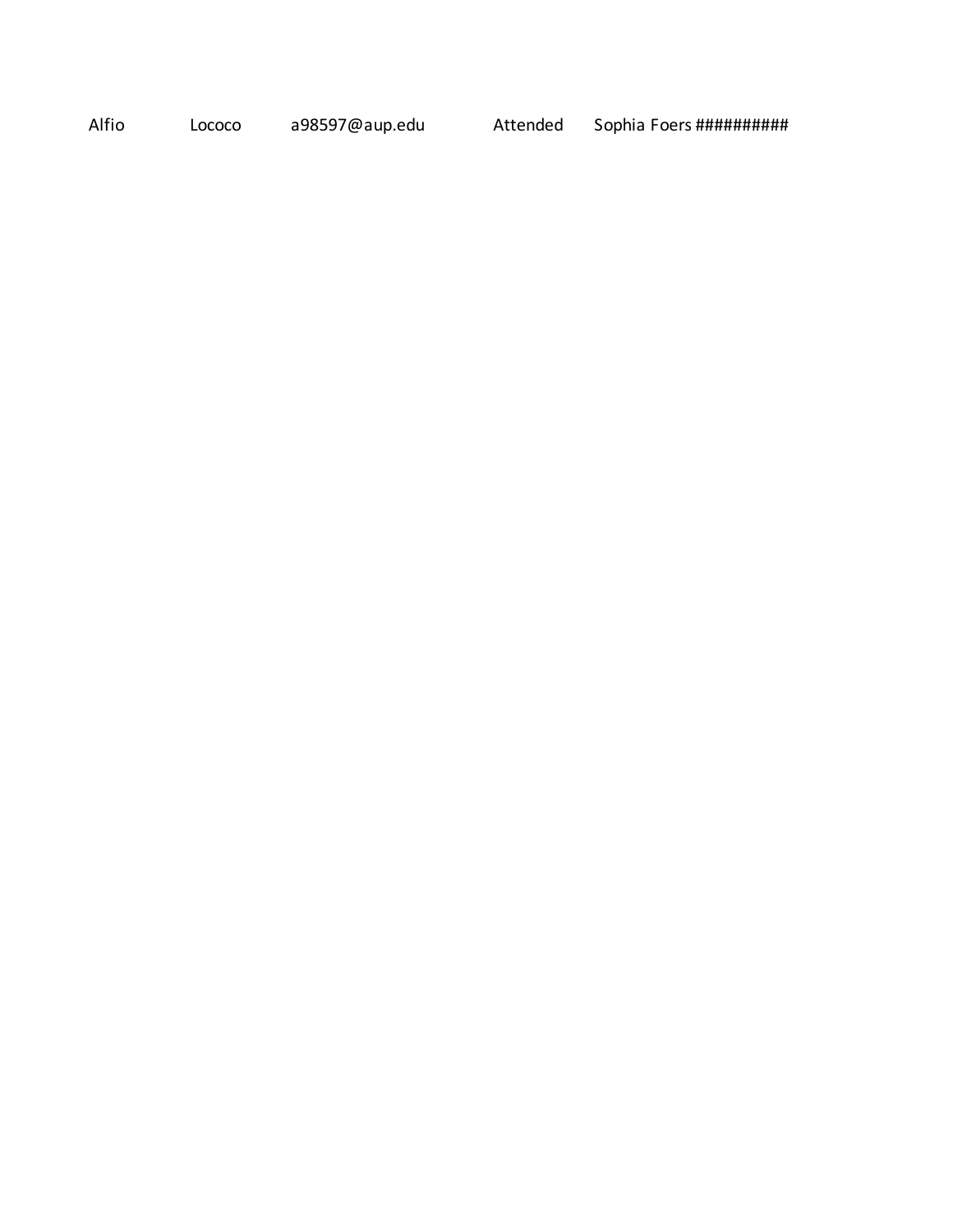| | | | | | |
|---|---|---|---|---|---|
| Alfio | Lococo | a98597@aup.edu | Attended | Sophia Foers | ########## |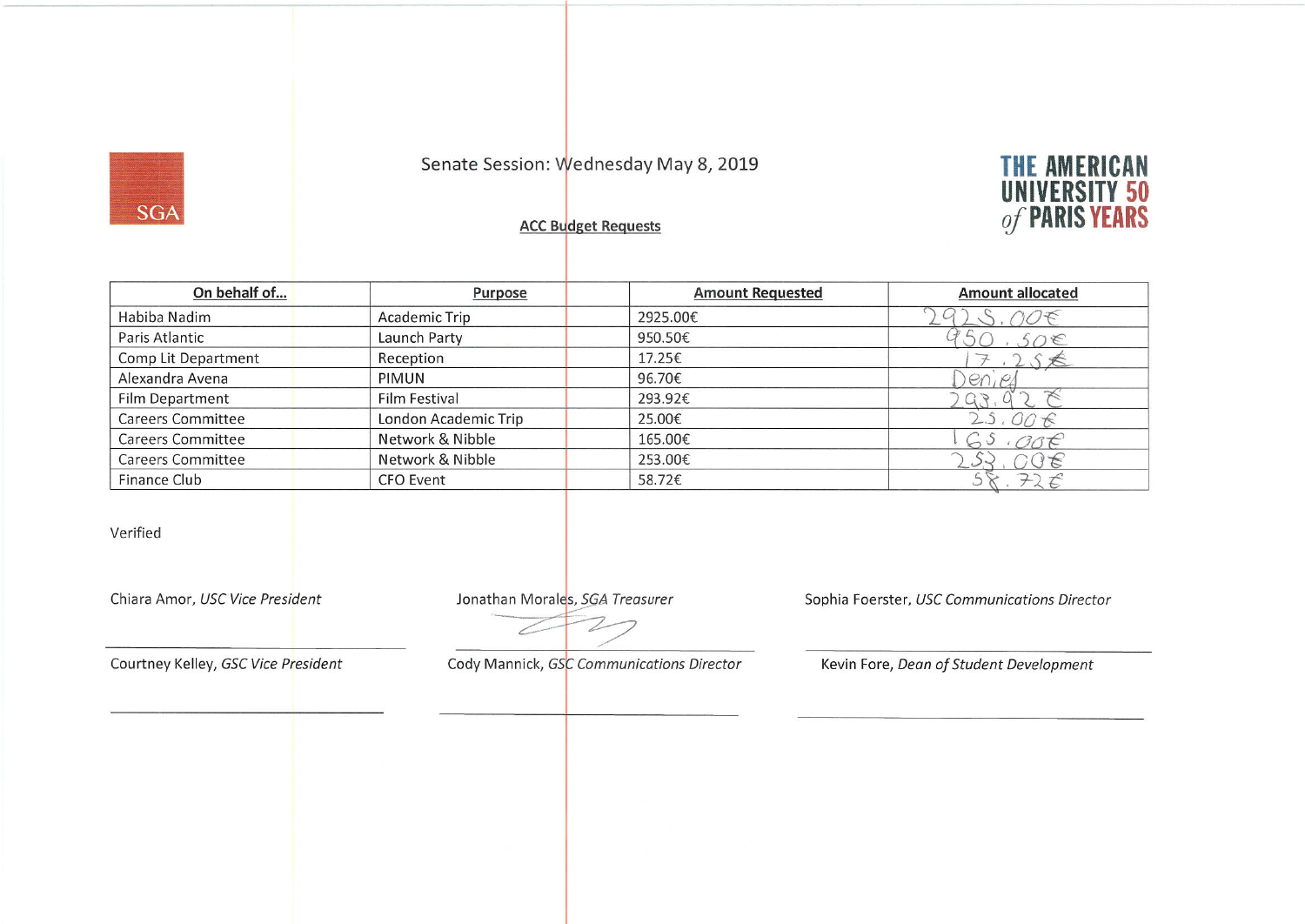SGA

Senate Session: Wednesday May 8, 2019

THE AMERICAN UNIVERSITY *of* PARIS 50 YEARS

**ACC Budget Requests**

| **On behalf of...** | **Purpose** | **Amount Requested** | **Amount allocated** |
|---|---|---|---|
| Habiba Nadim | Academic Trip | 2925.00€ | 2925.00€ |
| Paris Atlantic | Launch Party | 950.50€ | 950.50€ |
| Comp Lit Department | Reception | 17.25€ | 17.25€ |
| Alexandra Avena | PIMUN | 96.70€ | Denied |
| Film Department | Film Festival | 293.92€ | 293.92€ |
| Careers Committee | London Academic Trip | 25.00€ | 25.00€ |
| Careers Committee | Network & Nibble | 165.00€ | 165.00€ |
| Careers Committee | Network & Nibble | 253.00€ | 253.00€ |
| Finance Club | CFO Event | 58.72€ | 58.72€ |

Verified

Chiara Amor, *USC Vice President*

Jonathan Morales, *SGA Treasurer*

Sophia Foerster, *USC Communications Director*

Courtney Kelley, *GSC Vice President*

Cody Mannick, *GSC Communications Director*

Kevin Fore, *Dean of Student Development*